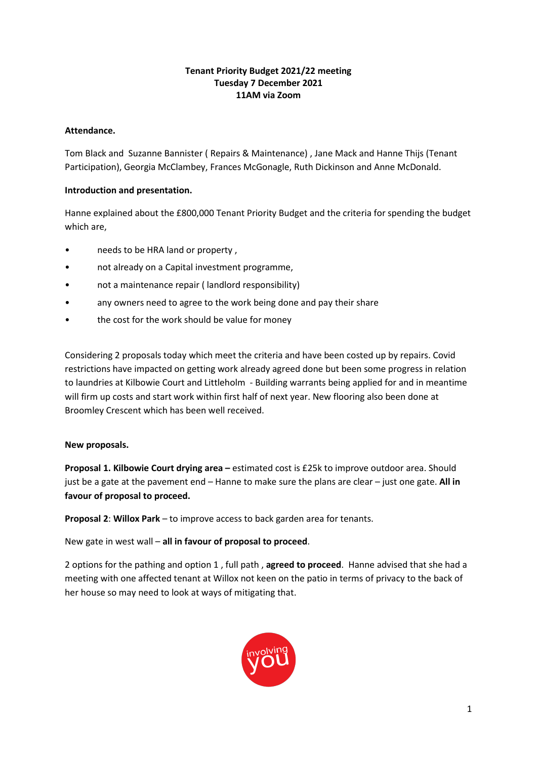**Tenant Priority Budget 2021/22 meeting**
**Tuesday 7 December 2021**
**11AM via Zoom**

**Attendance.**

Tom Black and Suzanne Bannister ( Repairs & Maintenance) , Jane Mack and Hanne Thijs (Tenant Participation), Georgia McClambey, Frances McGonagle, Ruth Dickinson and Anne McDonald.

**Introduction and presentation.**

Hanne explained about the £800,000 Tenant Priority Budget and the criteria for spending the budget which are,

- needs to be HRA land or property ,
- not already on a Capital investment programme,
- not a maintenance repair ( landlord responsibility)
- any owners need to agree to the work being done and pay their share
- the cost for the work should be value for money

Considering 2 proposals today which meet the criteria and have been costed up by repairs. Covid restrictions have impacted on getting work already agreed done but been some progress in relation to laundries at Kilbowie Court and Littleholm - Building warrants being applied for and in meantime will firm up costs and start work within first half of next year. New flooring also been done at Broomley Crescent which has been well received.

**New proposals.**

**Proposal 1. Kilbowie Court drying area –** estimated cost is £25k to improve outdoor area. Should just be a gate at the pavement end – Hanne to make sure the plans are clear – just one gate. **All in favour of proposal to proceed.**

**Proposal 2**: **Willox Park** – to improve access to back garden area for tenants.

New gate in west wall – **all in favour of proposal to proceed**.

2 options for the pathing and option 1 , full path , **agreed to proceed**. Hanne advised that she had a meeting with one affected tenant at Willox not keen on the patio in terms of privacy to the back of her house so may need to look at ways of mitigating that.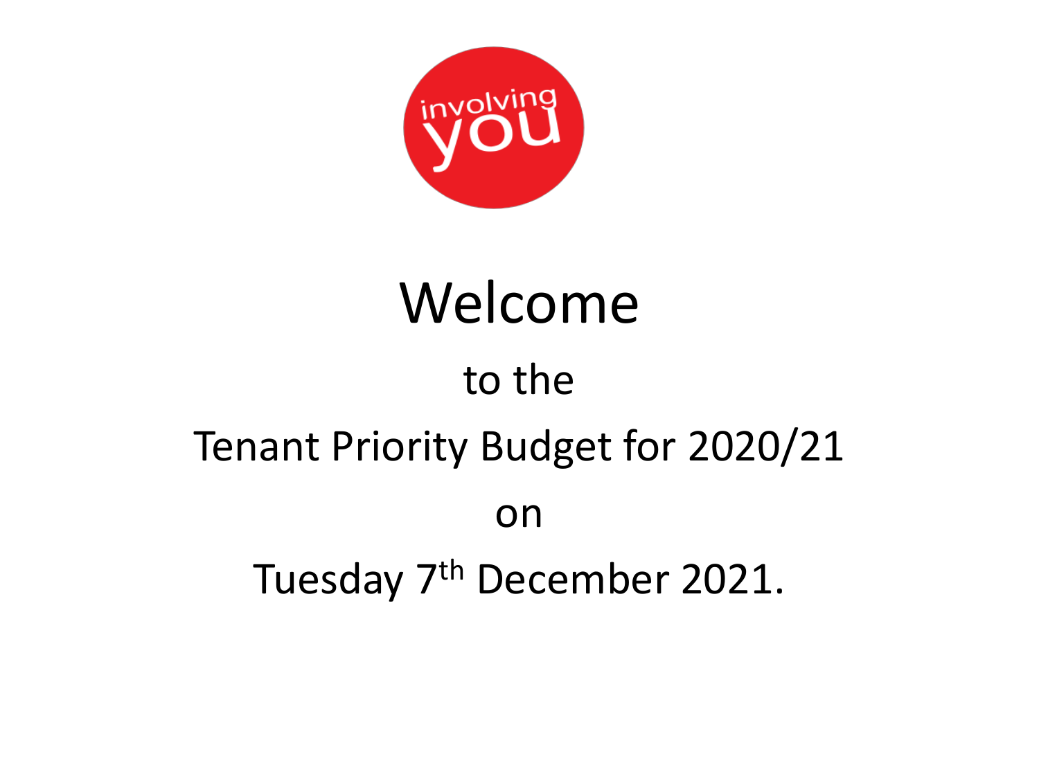involving you

# Welcome

to the

Tenant Priority Budget for 2020/21

on

Tuesday 7th December 2021.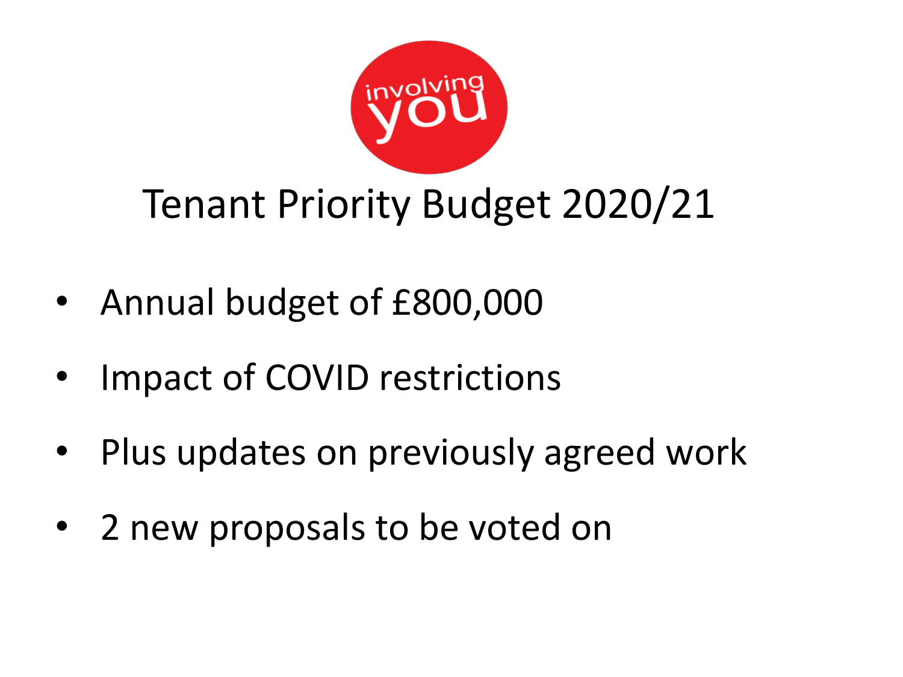involving you

# Tenant Priority Budget 2020/21

- Annual budget of £800,000
- Impact of COVID restrictions
- Plus updates on previously agreed work
- 2 new proposals to be voted on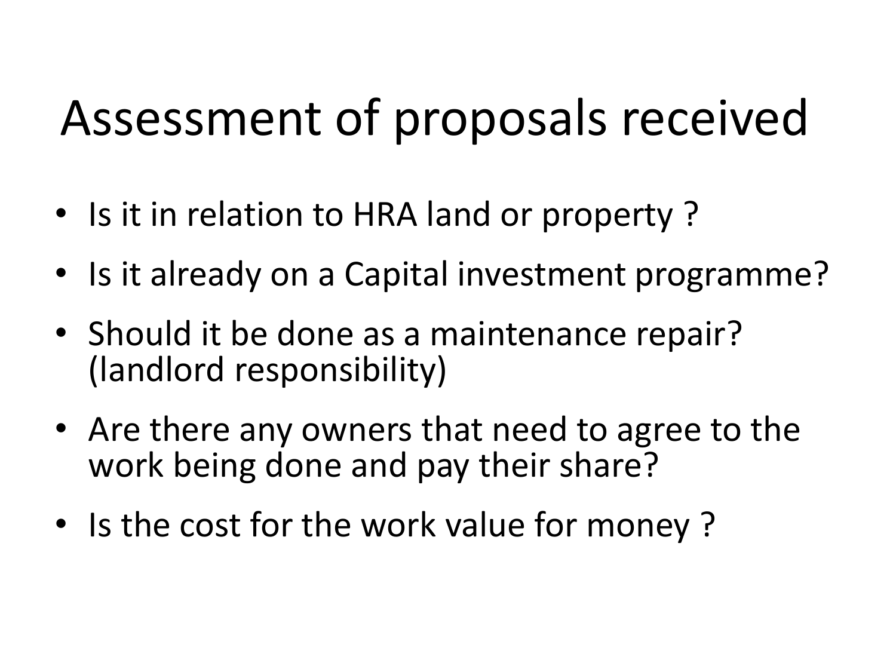# Assessment of proposals received

- Is it in relation to HRA land or property ?
- Is it already on a Capital investment programme?
- Should it be done as a maintenance repair? (landlord responsibility)
- Are there any owners that need to agree to the work being done and pay their share?
- Is the cost for the work value for money ?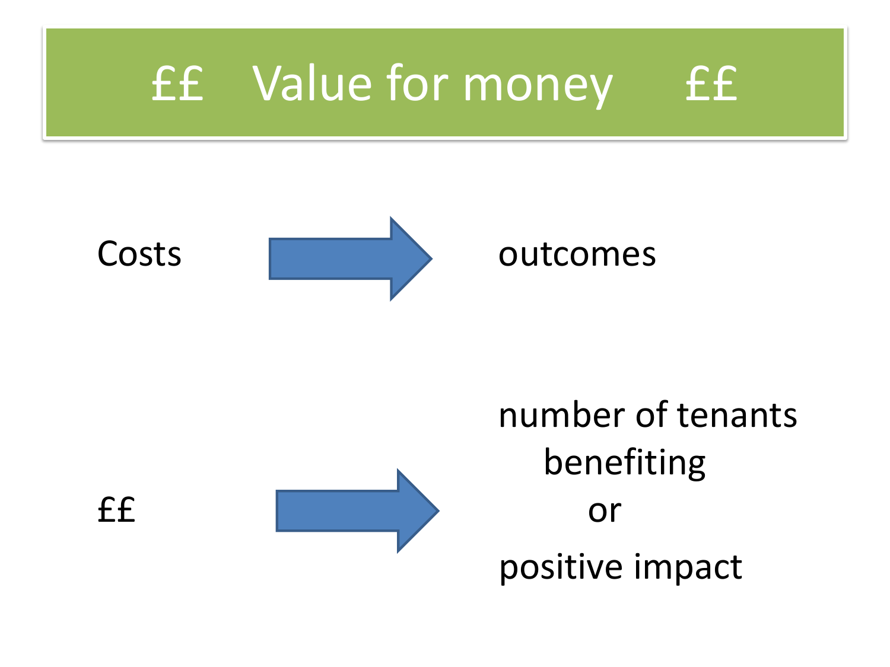# ££ Value for money ££

Costs → outcomes

££ → number of tenants benefiting or positive impact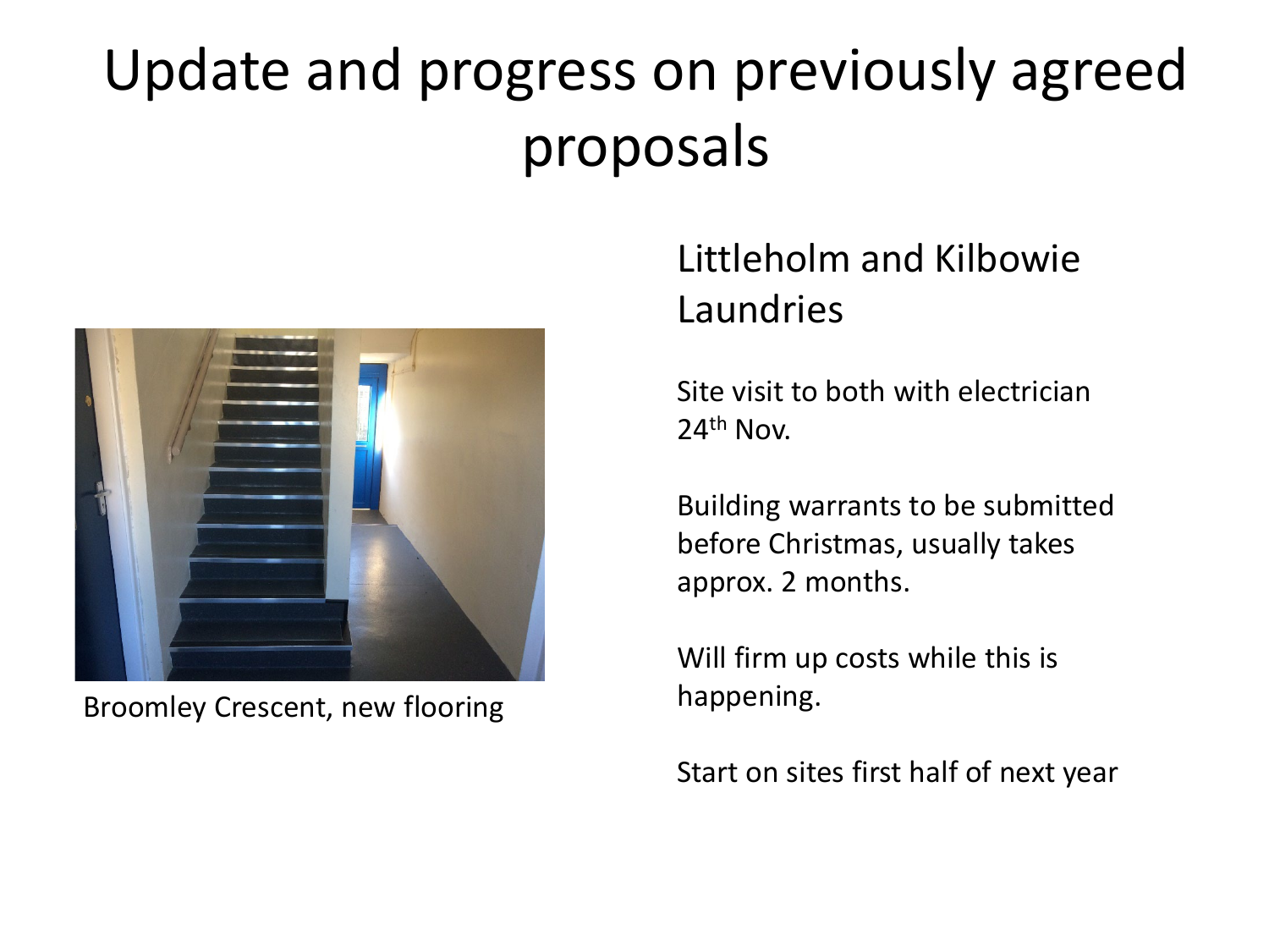# Update and progress on previously agreed proposals

Broomley Crescent, new flooring

## Littleholm and Kilbowie Laundries

Site visit to both with electrician 24th Nov.

Building warrants to be submitted before Christmas, usually takes approx. 2 months.

Will firm up costs while this is happening.

Start on sites first half of next year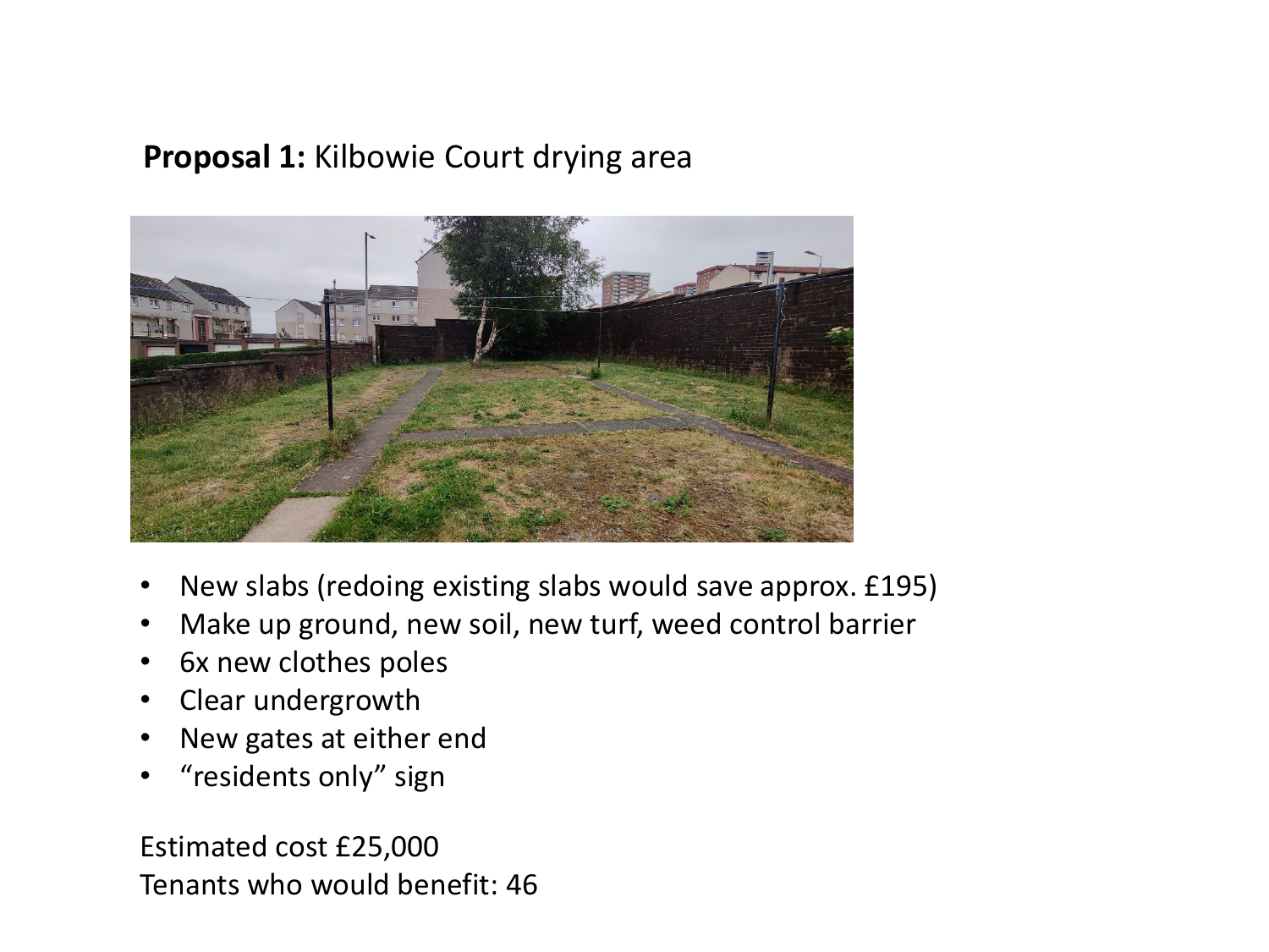**Proposal 1:** Kilbowie Court drying area

- New slabs (redoing existing slabs would save approx. £195)
- Make up ground, new soil, new turf, weed control barrier
- 6x new clothes poles
- Clear undergrowth
- New gates at either end
- "residents only" sign

Estimated cost £25,000
Tenants who would benefit: 46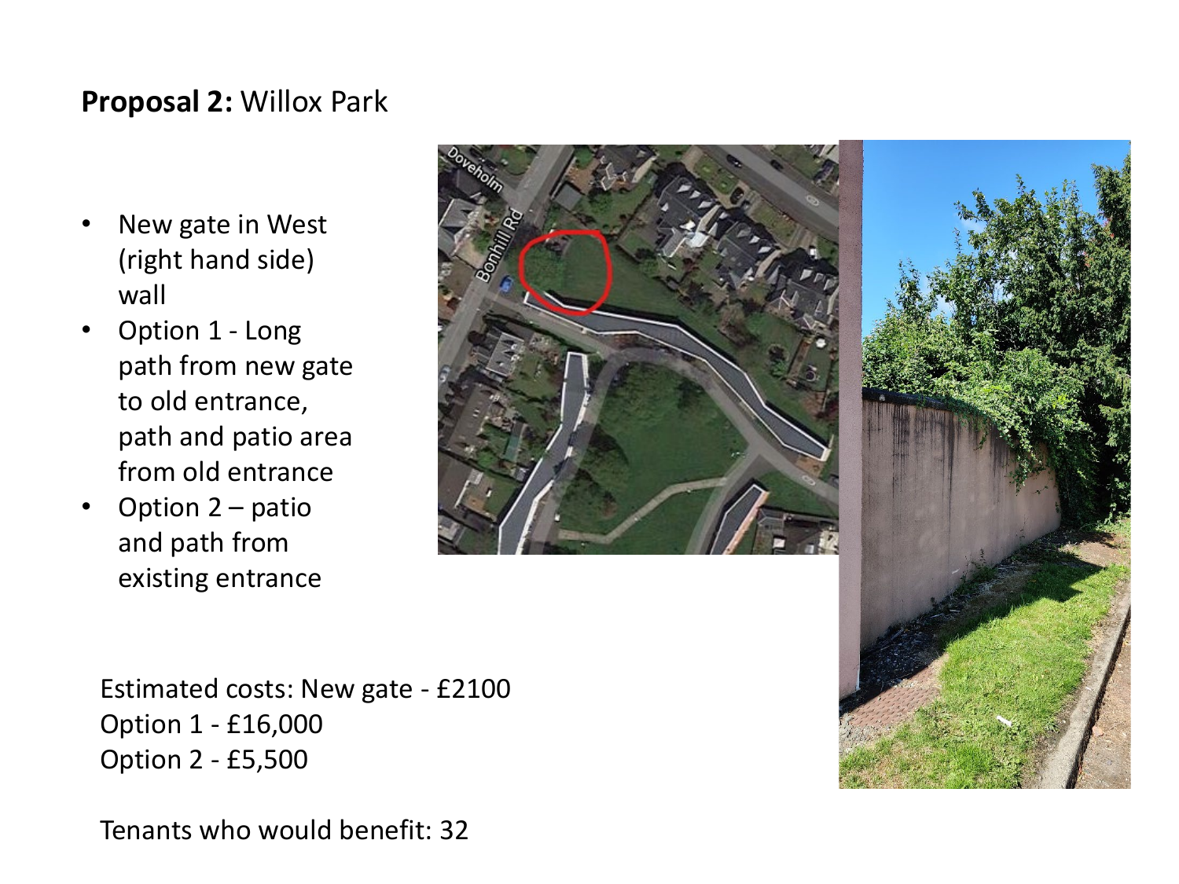**Proposal 2:** Willox Park

- New gate in West (right hand side) wall
- Option 1 - Long path from new gate to old entrance, path and patio area from old entrance
- Option 2 – patio and path from existing entrance

Estimated costs: New gate - £2100
Option 1 - £16,000
Option 2 - £5,500

Tenants who would benefit: 32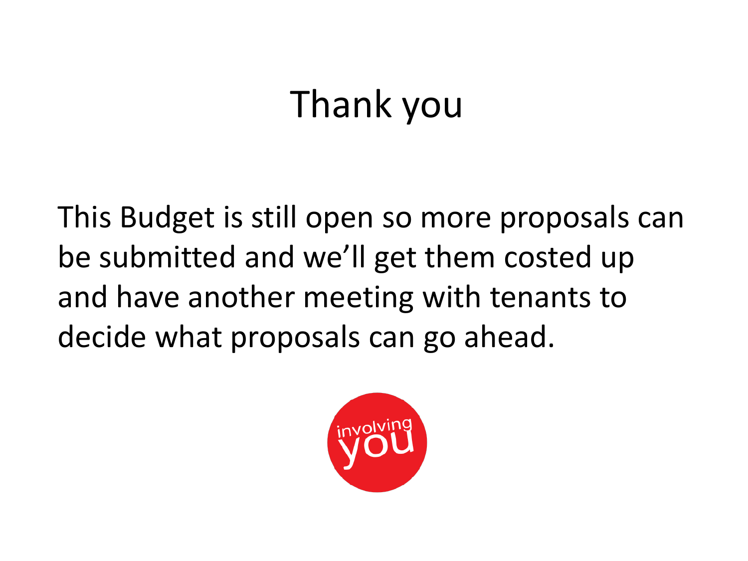# Thank you

This Budget is still open so more proposals can be submitted and we'll get them costed up and have another meeting with tenants to decide what proposals can go ahead.

involving you